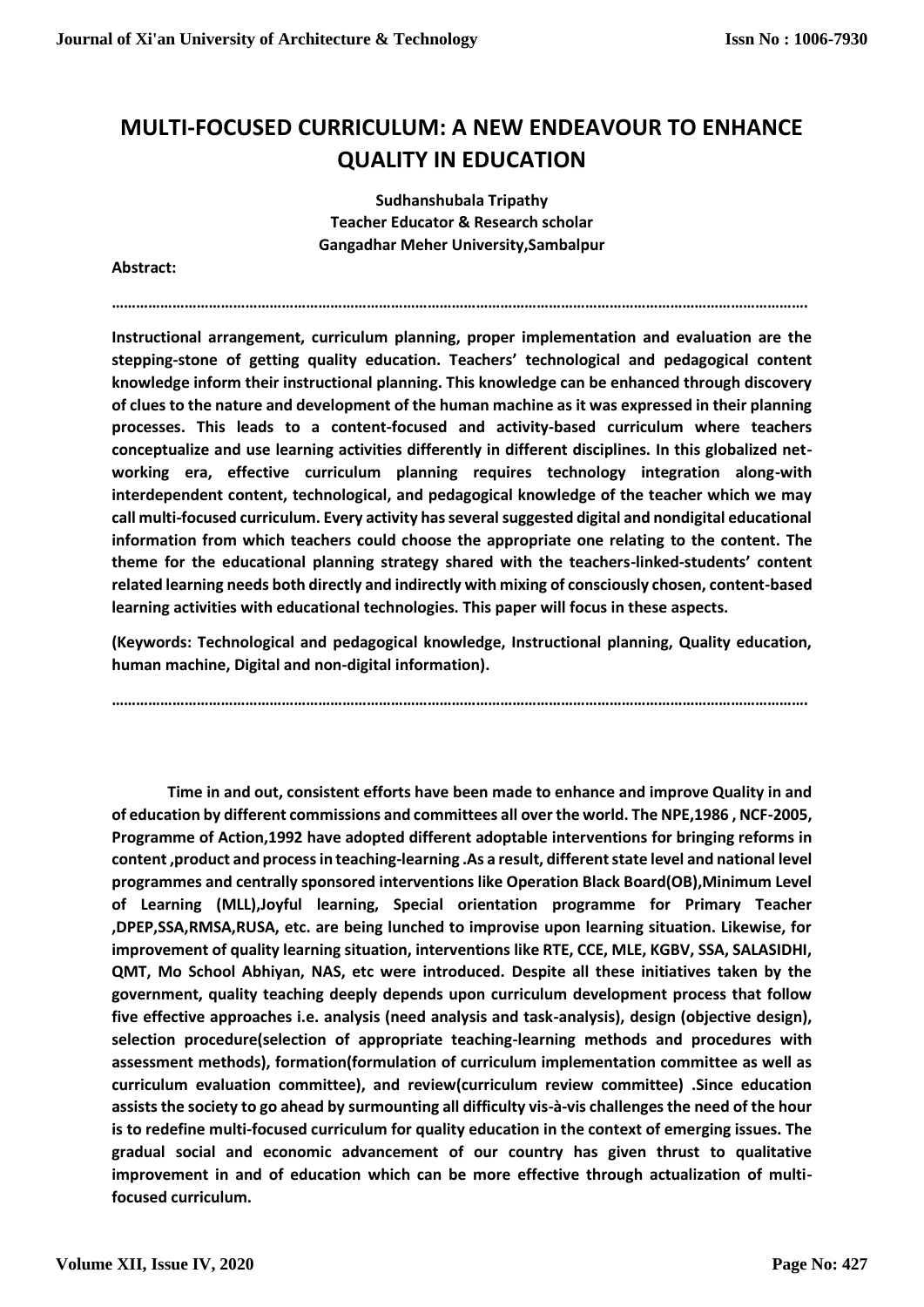# MULTI-FOCUSED CURRICULUM: A NEW ENDEAVOUR TO ENHANCE QUALITY IN EDUCATION

**Sudhanshubala Tripathy**
**Teacher Educator & Research scholar**
**Gangadhar Meher University,Sambalpur**

**Abstract:**

……………………………………………………………………………………………………………………………………………………

**Instructional arrangement, curriculum planning, proper implementation and evaluation are the stepping-stone of getting quality education. Teachers' technological and pedagogical content knowledge inform their instructional planning. This knowledge can be enhanced through discovery of clues to the nature and development of the human machine as it was expressed in their planning processes. This leads to a content-focused and activity-based curriculum where teachers conceptualize and use learning activities differently in different disciplines. In this globalized net-working era, effective curriculum planning requires technology integration along-with interdependent content, technological, and pedagogical knowledge of the teacher which we may call multi-focused curriculum. Every activity has several suggested digital and nondigital educational information from which teachers could choose the appropriate one relating to the content. The theme for the educational planning strategy shared with the teachers-linked-students' content related learning needs both directly and indirectly with mixing of consciously chosen, content-based learning activities with educational technologies. This paper will focus in these aspects.**

**(Keywords: Technological and pedagogical knowledge, Instructional planning, Quality education, human machine, Digital and non-digital information).**

……………………………………………………………………………………………………………………………………………………

**Time in and out, consistent efforts have been made to enhance and improve Quality in and of education by different commissions and committees all over the world. The NPE,1986 , NCF-2005, Programme of Action,1992 have adopted different adoptable interventions for bringing reforms in content ,product and process in teaching-learning .As a result, different state level and national level programmes and centrally sponsored interventions like Operation Black Board(OB),Minimum Level of Learning (MLL),Joyful learning, Special orientation programme for Primary Teacher ,DPEP,SSA,RMSA,RUSA, etc. are being lunched to improvise upon learning situation. Likewise, for improvement of quality learning situation, interventions like RTE, CCE, MLE, KGBV, SSA, SALASIDHI, QMT, Mo School Abhiyan, NAS, etc were introduced. Despite all these initiatives taken by the government, quality teaching deeply depends upon curriculum development process that follow five effective approaches i.e. analysis (need analysis and task-analysis), design (objective design), selection procedure(selection of appropriate teaching-learning methods and procedures with assessment methods), formation(formulation of curriculum implementation committee as well as curriculum evaluation committee), and review(curriculum review committee) .Since education assists the society to go ahead by surmounting all difficulty vis-à-vis challenges the need of the hour is to redefine multi-focused curriculum for quality education in the context of emerging issues. The gradual social and economic advancement of our country has given thrust to qualitative improvement in and of education which can be more effective through actualization of multi-focused curriculum.**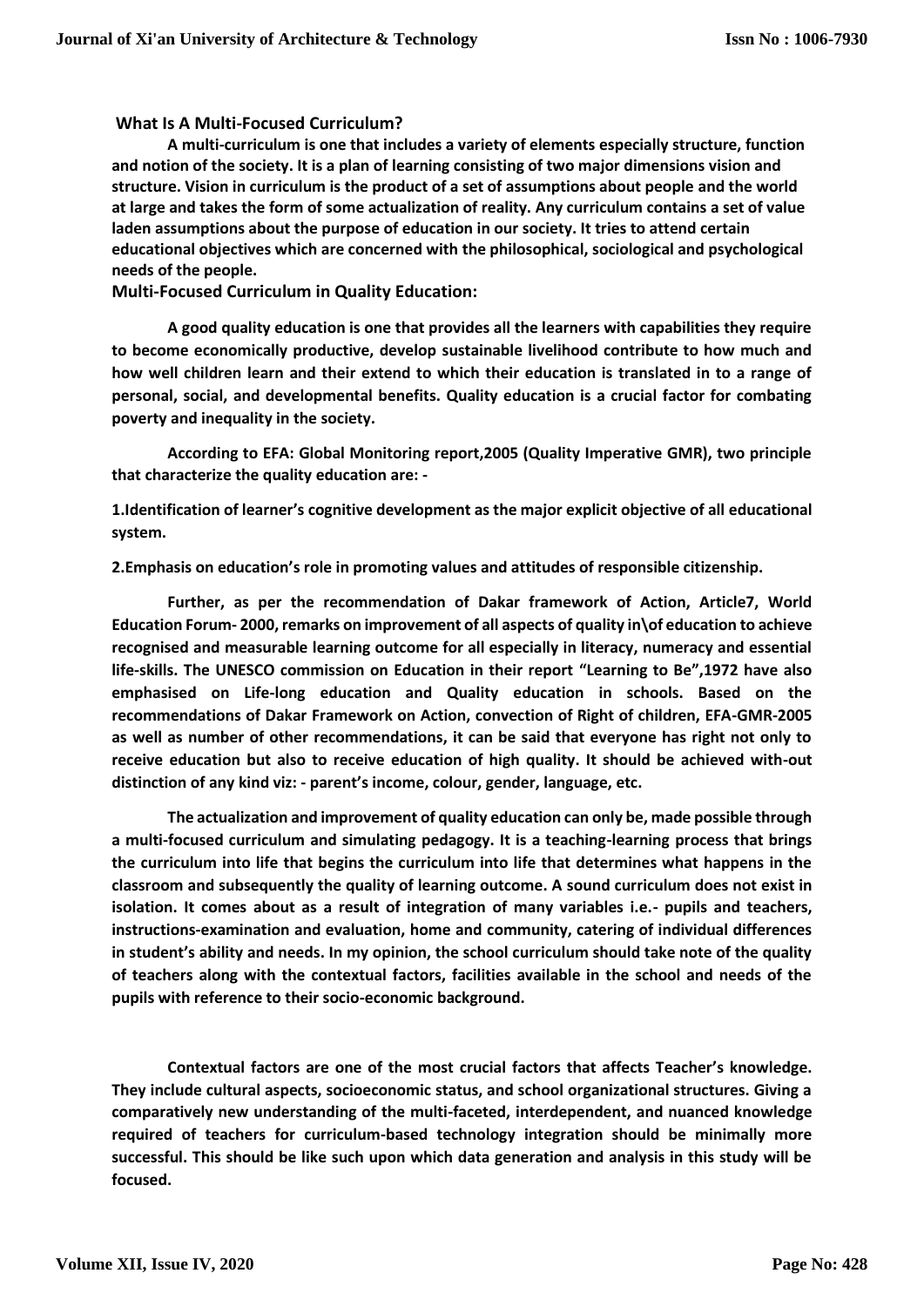## What Is A Multi-Focused Curriculum?

**A multi-curriculum is one that includes a variety of elements especially structure, function and notion of the society. It is a plan of learning consisting of two major dimensions vision and structure. Vision in curriculum is the product of a set of assumptions about people and the world at large and takes the form of some actualization of reality. Any curriculum contains a set of value laden assumptions about the purpose of education in our society. It tries to attend certain educational objectives which are concerned with the philosophical, sociological and psychological needs of the people.**

## Multi-Focused Curriculum in Quality Education:

**A good quality education is one that provides all the learners with capabilities they require to become economically productive, develop sustainable livelihood contribute to how much and how well children learn and their extend to which their education is translated in to a range of personal, social, and developmental benefits. Quality education is a crucial factor for combating poverty and inequality in the society.**

**According to EFA: Global Monitoring report,2005 (Quality Imperative GMR), two principle that characterize the quality education are: -**

**1.Identification of learner's cognitive development as the major explicit objective of all educational system.**

**2.Emphasis on education's role in promoting values and attitudes of responsible citizenship.**

**Further, as per the recommendation of Dakar framework of Action, Article7, World Education Forum- 2000, remarks on improvement of all aspects of quality in\of education to achieve recognised and measurable learning outcome for all especially in literacy, numeracy and essential life-skills. The UNESCO commission on Education in their report "Learning to Be",1972 have also emphasised on Life-long education and Quality education in schools. Based on the recommendations of Dakar Framework on Action, convection of Right of children, EFA-GMR-2005 as well as number of other recommendations, it can be said that everyone has right not only to receive education but also to receive education of high quality. It should be achieved with-out distinction of any kind viz: - parent's income, colour, gender, language, etc.**

**The actualization and improvement of quality education can only be, made possible through a multi-focused curriculum and simulating pedagogy. It is a teaching-learning process that brings the curriculum into life that begins the curriculum into life that determines what happens in the classroom and subsequently the quality of learning outcome. A sound curriculum does not exist in isolation. It comes about as a result of integration of many variables i.e.- pupils and teachers, instructions-examination and evaluation, home and community, catering of individual differences in student's ability and needs. In my opinion, the school curriculum should take note of the quality of teachers along with the contextual factors, facilities available in the school and needs of the pupils with reference to their socio-economic background.**

**Contextual factors are one of the most crucial factors that affects Teacher's knowledge. They include cultural aspects, socioeconomic status, and school organizational structures. Giving a comparatively new understanding of the multi-faceted, interdependent, and nuanced knowledge required of teachers for curriculum-based technology integration should be minimally more successful. This should be like such upon which data generation and analysis in this study will be focused.**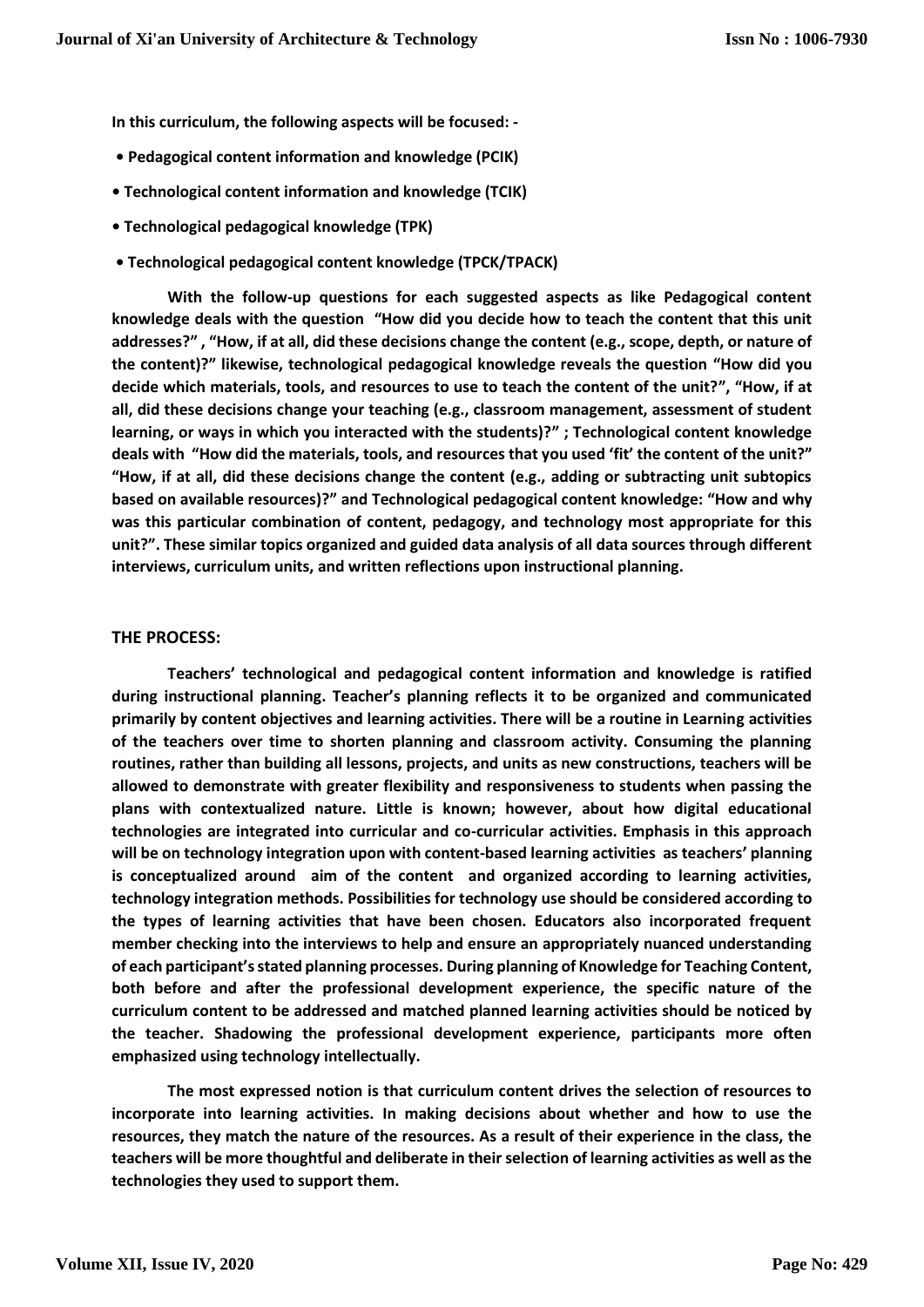**In this curriculum, the following aspects will be focused: -**

- **Pedagogical content information and knowledge (PCIK)**
- **Technological content information and knowledge (TCIK)**
- **Technological pedagogical knowledge (TPK)**
- **Technological pedagogical content knowledge (TPCK/TPACK)**

**With the follow-up questions for each suggested aspects as like Pedagogical content knowledge deals with the question "How did you decide how to teach the content that this unit addresses?" , "How, if at all, did these decisions change the content (e.g., scope, depth, or nature of the content)?" likewise, technological pedagogical knowledge reveals the question "How did you decide which materials, tools, and resources to use to teach the content of the unit?", "How, if at all, did these decisions change your teaching (e.g., classroom management, assessment of student learning, or ways in which you interacted with the students)?" ; Technological content knowledge deals with "How did the materials, tools, and resources that you used 'fit' the content of the unit?" "How, if at all, did these decisions change the content (e.g., adding or subtracting unit subtopics based on available resources)?" and Technological pedagogical content knowledge: "How and why was this particular combination of content, pedagogy, and technology most appropriate for this unit?". These similar topics organized and guided data analysis of all data sources through different interviews, curriculum units, and written reflections upon instructional planning.**

## THE PROCESS:

**Teachers' technological and pedagogical content information and knowledge is ratified during instructional planning. Teacher's planning reflects it to be organized and communicated primarily by content objectives and learning activities. There will be a routine in Learning activities of the teachers over time to shorten planning and classroom activity. Consuming the planning routines, rather than building all lessons, projects, and units as new constructions, teachers will be allowed to demonstrate with greater flexibility and responsiveness to students when passing the plans with contextualized nature. Little is known; however, about how digital educational technologies are integrated into curricular and co-curricular activities. Emphasis in this approach will be on technology integration upon with content-based learning activities as teachers' planning is conceptualized around aim of the content and organized according to learning activities, technology integration methods. Possibilities for technology use should be considered according to the types of learning activities that have been chosen. Educators also incorporated frequent member checking into the interviews to help and ensure an appropriately nuanced understanding of each participant's stated planning processes. During planning of Knowledge for Teaching Content, both before and after the professional development experience, the specific nature of the curriculum content to be addressed and matched planned learning activities should be noticed by the teacher. Shadowing the professional development experience, participants more often emphasized using technology intellectually.**

**The most expressed notion is that curriculum content drives the selection of resources to incorporate into learning activities. In making decisions about whether and how to use the resources, they match the nature of the resources. As a result of their experience in the class, the teachers will be more thoughtful and deliberate in their selection of learning activities as well as the technologies they used to support them.**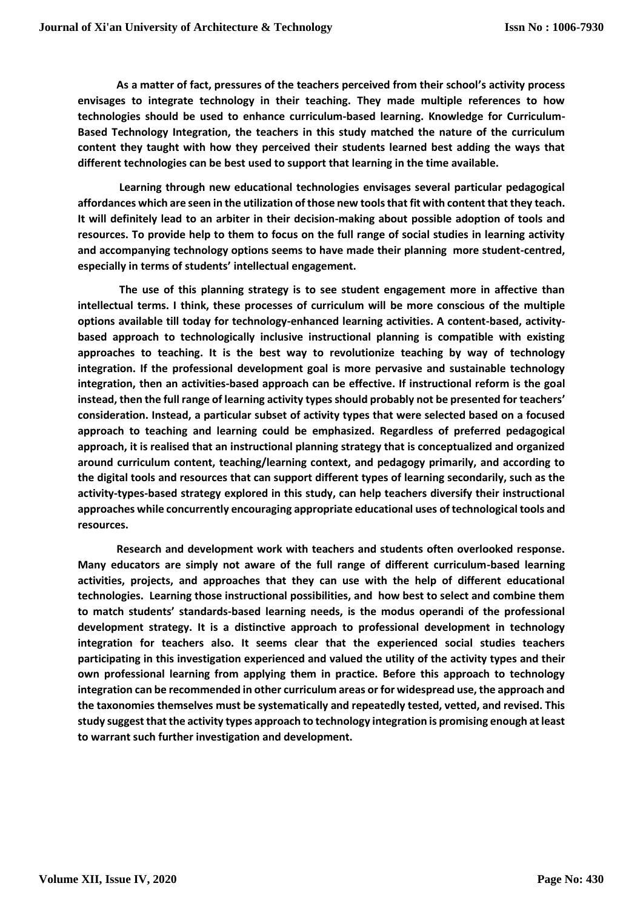**As a matter of fact, pressures of the teachers perceived from their school's activity process envisages to integrate technology in their teaching. They made multiple references to how technologies should be used to enhance curriculum-based learning. Knowledge for Curriculum-Based Technology Integration, the teachers in this study matched the nature of the curriculum content they taught with how they perceived their students learned best adding the ways that different technologies can be best used to support that learning in the time available.**

**Learning through new educational technologies envisages several particular pedagogical affordances which are seen in the utilization of those new tools that fit with content that they teach. It will definitely lead to an arbiter in their decision-making about possible adoption of tools and resources. To provide help to them to focus on the full range of social studies in learning activity and accompanying technology options seems to have made their planning more student-centred, especially in terms of students' intellectual engagement.**

**The use of this planning strategy is to see student engagement more in affective than intellectual terms. I think, these processes of curriculum will be more conscious of the multiple options available till today for technology-enhanced learning activities. A content-based, activity-based approach to technologically inclusive instructional planning is compatible with existing approaches to teaching. It is the best way to revolutionize teaching by way of technology integration. If the professional development goal is more pervasive and sustainable technology integration, then an activities-based approach can be effective. If instructional reform is the goal instead, then the full range of learning activity types should probably not be presented for teachers' consideration. Instead, a particular subset of activity types that were selected based on a focused approach to teaching and learning could be emphasized. Regardless of preferred pedagogical approach, it is realised that an instructional planning strategy that is conceptualized and organized around curriculum content, teaching/learning context, and pedagogy primarily, and according to the digital tools and resources that can support different types of learning secondarily, such as the activity-types-based strategy explored in this study, can help teachers diversify their instructional approaches while concurrently encouraging appropriate educational uses of technological tools and resources.**

**Research and development work with teachers and students often overlooked response. Many educators are simply not aware of the full range of different curriculum-based learning activities, projects, and approaches that they can use with the help of different educational technologies. Learning those instructional possibilities, and how best to select and combine them to match students' standards-based learning needs, is the modus operandi of the professional development strategy. It is a distinctive approach to professional development in technology integration for teachers also. It seems clear that the experienced social studies teachers participating in this investigation experienced and valued the utility of the activity types and their own professional learning from applying them in practice. Before this approach to technology integration can be recommended in other curriculum areas or for widespread use, the approach and the taxonomies themselves must be systematically and repeatedly tested, vetted, and revised. This study suggest that the activity types approach to technology integration is promising enough at least to warrant such further investigation and development.**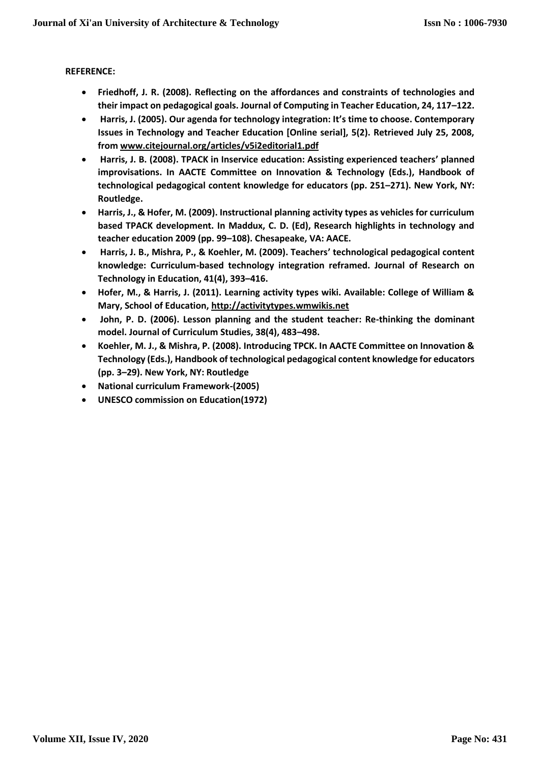**REFERENCE:**

- **Friedhoff, J. R. (2008). Reflecting on the affordances and constraints of technologies and their impact on pedagogical goals. Journal of Computing in Teacher Education, 24, 117–122.**
- **Harris, J. (2005). Our agenda for technology integration: It's time to choose. Contemporary Issues in Technology and Teacher Education [Online serial], 5(2). Retrieved July 25, 2008, from www.citejournal.org/articles/v5i2editorial1.pdf**
- **Harris, J. B. (2008). TPACK in Inservice education: Assisting experienced teachers' planned improvisations. In AACTE Committee on Innovation & Technology (Eds.), Handbook of technological pedagogical content knowledge for educators (pp. 251–271). New York, NY: Routledge.**
- **Harris, J., & Hofer, M. (2009). Instructional planning activity types as vehicles for curriculum based TPACK development. In Maddux, C. D. (Ed), Research highlights in technology and teacher education 2009 (pp. 99–108). Chesapeake, VA: AACE.**
- **Harris, J. B., Mishra, P., & Koehler, M. (2009). Teachers' technological pedagogical content knowledge: Curriculum-based technology integration reframed. Journal of Research on Technology in Education, 41(4), 393–416.**
- **Hofer, M., & Harris, J. (2011). Learning activity types wiki. Available: College of William & Mary, School of Education, http://activitytypes.wmwikis.net**
- **John, P. D. (2006). Lesson planning and the student teacher: Re-thinking the dominant model. Journal of Curriculum Studies, 38(4), 483–498.**
- **Koehler, M. J., & Mishra, P. (2008). Introducing TPCK. In AACTE Committee on Innovation & Technology (Eds.), Handbook of technological pedagogical content knowledge for educators (pp. 3–29). New York, NY: Routledge**
- **National curriculum Framework-(2005)**
- **UNESCO commission on Education(1972)**